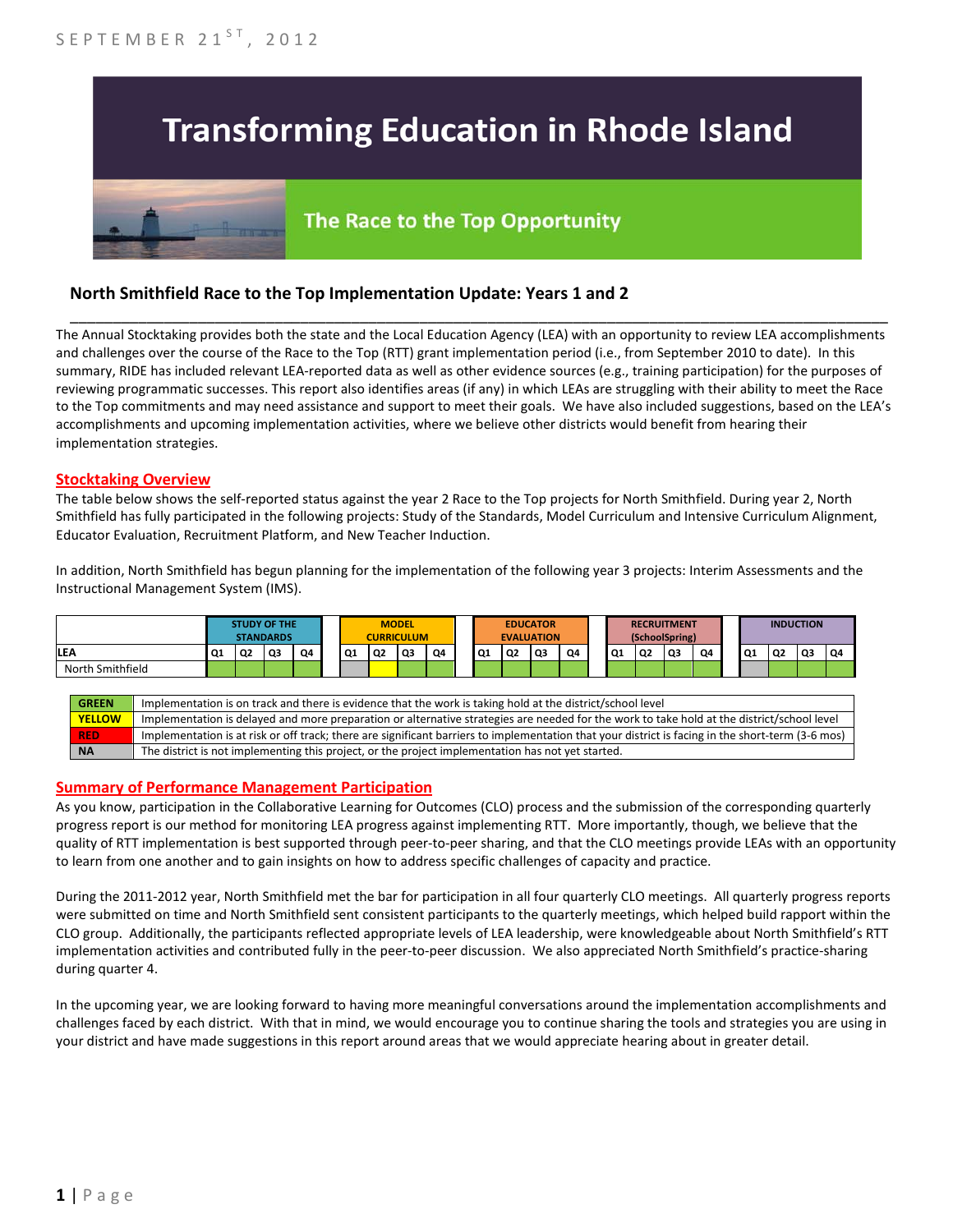SEPTEMBER 21ST, 2012

# Transforming Education in Rhode Island

## The Race to the Top Opportunity

### North Smithfield Race to the Top Implementation Update: Years 1 and 2

The Annual Stocktaking provides both the state and the Local Education Agency (LEA) with an opportunity to review LEA accomplishments and challenges over the course of the Race to the Top (RTT) grant implementation period (i.e., from September 2010 to date). In this summary, RIDE has included relevant LEA-reported data as well as other evidence sources (e.g., training participation) for the purposes of reviewing programmatic successes. This report also identifies areas (if any) in which LEAs are struggling with their ability to meet the Race to the Top commitments and may need assistance and support to meet their goals. We have also included suggestions, based on the LEA's accomplishments and upcoming implementation activities, where we believe other districts would benefit from hearing their implementation strategies.

#### Stocktaking Overview

The table below shows the self-reported status against the year 2 Race to the Top projects for North Smithfield. During year 2, North Smithfield has fully participated in the following projects: Study of the Standards, Model Curriculum and Intensive Curriculum Alignment, Educator Evaluation, Recruitment Platform, and New Teacher Induction.

In addition, North Smithfield has begun planning for the implementation of the following year 3 projects: Interim Assessments and the Instructional Management System (IMS).

| | STUDY OF THE STANDARDS | | | | MODEL CURRICULUM | | | | EDUCATOR EVALUATION | | | | RECRUITMENT (SchoolSpring) | | | | INDUCTION | | | |
|---|---|---|---|---|---|---|---|---|---|---|---|---|---|---|---|---|---|---|---|---|
| LEA | Q1 | Q2 | Q3 | Q4 | Q1 | Q2 | Q3 | Q4 | Q1 | Q2 | Q3 | Q4 | Q1 | Q2 | Q3 | Q4 | Q1 | Q2 | Q3 | Q4 |
| North Smithfield | Green | Green | Green | Green | NA | Yellow | Green | Green | Green | Green | Green | Green | Green | Green | Green | Green | NA | Green | Green | Green |

| | |
|---|---|
| GREEN | Implementation is on track and there is evidence that the work is taking hold at the district/school level |
| YELLOW | Implementation is delayed and more preparation or alternative strategies are needed for the work to take hold at the district/school level |
| RED | Implementation is at risk or off track; there are significant barriers to implementation that your district is facing in the short-term (3-6 mos) |
| NA | The district is not implementing this project, or the project implementation has not yet started. |

#### Summary of Performance Management Participation

As you know, participation in the Collaborative Learning for Outcomes (CLO) process and the submission of the corresponding quarterly progress report is our method for monitoring LEA progress against implementing RTT. More importantly, though, we believe that the quality of RTT implementation is best supported through peer-to-peer sharing, and that the CLO meetings provide LEAs with an opportunity to learn from one another and to gain insights on how to address specific challenges of capacity and practice.

During the 2011-2012 year, North Smithfield met the bar for participation in all four quarterly CLO meetings. All quarterly progress reports were submitted on time and North Smithfield sent consistent participants to the quarterly meetings, which helped build rapport within the CLO group. Additionally, the participants reflected appropriate levels of LEA leadership, were knowledgeable about North Smithfield's RTT implementation activities and contributed fully in the peer-to-peer discussion. We also appreciated North Smithfield's practice-sharing during quarter 4.

In the upcoming year, we are looking forward to having more meaningful conversations around the implementation accomplishments and challenges faced by each district. With that in mind, we would encourage you to continue sharing the tools and strategies you are using in your district and have made suggestions in this report around areas that we would appreciate hearing about in greater detail.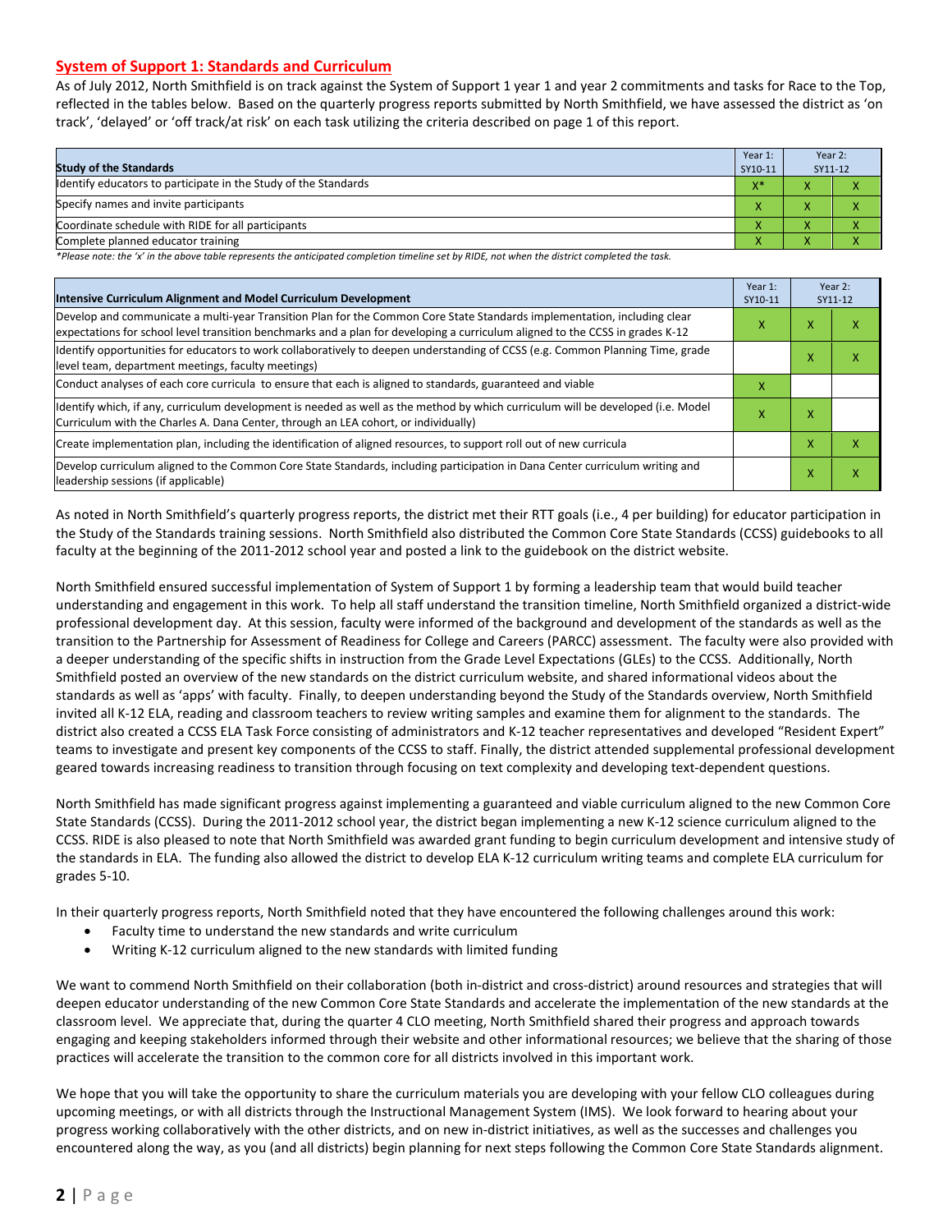## System of Support 1: Standards and Curriculum

As of July 2012, North Smithfield is on track against the System of Support 1 year 1 and year 2 commitments and tasks for Race to the Top, reflected in the tables below. Based on the quarterly progress reports submitted by North Smithfield, we have assessed the district as 'on track', 'delayed' or 'off track/at risk' on each task utilizing the criteria described on page 1 of this report.

| Study of the Standards | Year 1: SY10-11 | Year 2: SY11-12 | |
|---|---|---|---|
| Identify educators to participate in the Study of the Standards | X* | X | X |
| Specify names and invite participants | X | X | X |
| Coordinate schedule with RIDE for all participants | X | X | X |
| Complete planned educator training | X | X | X |

*Please note: the 'x' in the above table represents the anticipated completion timeline set by RIDE, not when the district completed the task.*

| Intensive Curriculum Alignment and Model Curriculum Development | Year 1: SY10-11 | Year 2: SY11-12 | |
|---|---|---|---|
| Develop and communicate a multi-year Transition Plan for the Common Core State Standards implementation, including clear expectations for school level transition benchmarks and a plan for developing a curriculum aligned to the CCSS in grades K-12 | X | X | X |
| Identify opportunities for educators to work collaboratively to deepen understanding of CCSS (e.g. Common Planning Time, grade level team, department meetings, faculty meetings) | | X | X |
| Conduct analyses of each core curricula to ensure that each is aligned to standards, guaranteed and viable | X | | |
| Identify which, if any, curriculum development is needed as well as the method by which curriculum will be developed (i.e. Model Curriculum with the Charles A. Dana Center, through an LEA cohort, or individually) | X | X | |
| Create implementation plan, including the identification of aligned resources, to support roll out of new curricula | | X | X |
| Develop curriculum aligned to the Common Core State Standards, including participation in Dana Center curriculum writing and leadership sessions (if applicable) | | X | X |

As noted in North Smithfield's quarterly progress reports, the district met their RTT goals (i.e., 4 per building) for educator participation in the Study of the Standards training sessions. North Smithfield also distributed the Common Core State Standards (CCSS) guidebooks to all faculty at the beginning of the 2011-2012 school year and posted a link to the guidebook on the district website.

North Smithfield ensured successful implementation of System of Support 1 by forming a leadership team that would build teacher understanding and engagement in this work. To help all staff understand the transition timeline, North Smithfield organized a district-wide professional development day. At this session, faculty were informed of the background and development of the standards as well as the transition to the Partnership for Assessment of Readiness for College and Careers (PARCC) assessment. The faculty were also provided with a deeper understanding of the specific shifts in instruction from the Grade Level Expectations (GLEs) to the CCSS. Additionally, North Smithfield posted an overview of the new standards on the district curriculum website, and shared informational videos about the standards as well as 'apps' with faculty. Finally, to deepen understanding beyond the Study of the Standards overview, North Smithfield invited all K-12 ELA, reading and classroom teachers to review writing samples and examine them for alignment to the standards. The district also created a CCSS ELA Task Force consisting of administrators and K-12 teacher representatives and developed "Resident Expert" teams to investigate and present key components of the CCSS to staff. Finally, the district attended supplemental professional development geared towards increasing readiness to transition through focusing on text complexity and developing text-dependent questions.

North Smithfield has made significant progress against implementing a guaranteed and viable curriculum aligned to the new Common Core State Standards (CCSS). During the 2011-2012 school year, the district began implementing a new K-12 science curriculum aligned to the CCSS. RIDE is also pleased to note that North Smithfield was awarded grant funding to begin curriculum development and intensive study of the standards in ELA. The funding also allowed the district to develop ELA K-12 curriculum writing teams and complete ELA curriculum for grades 5-10.

In their quarterly progress reports, North Smithfield noted that they have encountered the following challenges around this work:

- Faculty time to understand the new standards and write curriculum
- Writing K-12 curriculum aligned to the new standards with limited funding

We want to commend North Smithfield on their collaboration (both in-district and cross-district) around resources and strategies that will deepen educator understanding of the new Common Core State Standards and accelerate the implementation of the new standards at the classroom level. We appreciate that, during the quarter 4 CLO meeting, North Smithfield shared their progress and approach towards engaging and keeping stakeholders informed through their website and other informational resources; we believe that the sharing of those practices will accelerate the transition to the common core for all districts involved in this important work.

We hope that you will take the opportunity to share the curriculum materials you are developing with your fellow CLO colleagues during upcoming meetings, or with all districts through the Instructional Management System (IMS). We look forward to hearing about your progress working collaboratively with the other districts, and on new in-district initiatives, as well as the successes and challenges you encountered along the way, as you (and all districts) begin planning for next steps following the Common Core State Standards alignment.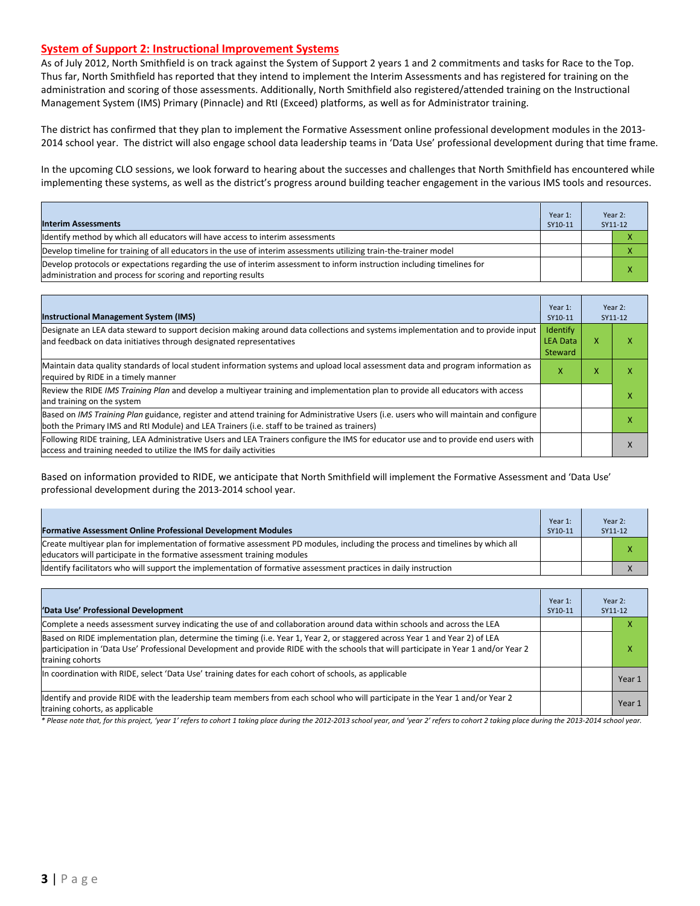## System of Support 2: Instructional Improvement Systems

As of July 2012, North Smithfield is on track against the System of Support 2 years 1 and 2 commitments and tasks for Race to the Top. Thus far, North Smithfield has reported that they intend to implement the Interim Assessments and has registered for training on the administration and scoring of those assessments. Additionally, North Smithfield also registered/attended training on the Instructional Management System (IMS) Primary (Pinnacle) and RtI (Exceed) platforms, as well as for Administrator training.

The district has confirmed that they plan to implement the Formative Assessment online professional development modules in the 2013-2014 school year. The district will also engage school data leadership teams in 'Data Use' professional development during that time frame.

In the upcoming CLO sessions, we look forward to hearing about the successes and challenges that North Smithfield has encountered while implementing these systems, as well as the district's progress around building teacher engagement in the various IMS tools and resources.

| Interim Assessments | Year 1: SY10-11 | Year 2: SY11-12 | |
|---|---|---|---|
| Identify method by which all educators will have access to interim assessments | | | X |
| Develop timeline for training of all educators in the use of interim assessments utilizing train-the-trainer model | | | X |
| Develop protocols or expectations regarding the use of interim assessment to inform instruction including timelines for administration and process for scoring and reporting results | | | X |

| Instructional Management System (IMS) | Year 1: SY10-11 | Year 2: SY11-12 | |
|---|---|---|---|
| Designate an LEA data steward to support decision making around data collections and systems implementation and to provide input and feedback on data initiatives through designated representatives | Identify LEA Data Steward | X | X |
| Maintain data quality standards of local student information systems and upload local assessment data and program information as required by RIDE in a timely manner | X | X | X |
| Review the RIDE *IMS Training Plan* and develop a multiyear training and implementation plan to provide all educators with access and training on the system | | | X |
| Based on *IMS Training Plan* guidance, register and attend training for Administrative Users (i.e. users who will maintain and configure both the Primary IMS and RtI Module) and LEA Trainers (i.e. staff to be trained as trainers) | | | X |
| Following RIDE training, LEA Administrative Users and LEA Trainers configure the IMS for educator use and to provide end users with access and training needed to utilize the IMS for daily activities | | | X |

Based on information provided to RIDE, we anticipate that North Smithfield will implement the Formative Assessment and 'Data Use' professional development during the 2013-2014 school year.

| Formative Assessment Online Professional Development Modules | Year 1: SY10-11 | Year 2: SY11-12 | |
|---|---|---|---|
| Create multiyear plan for implementation of formative assessment PD modules, including the process and timelines by which all educators will participate in the formative assessment training modules | | | X |
| Identify facilitators who will support the implementation of formative assessment practices in daily instruction | | | X |

| 'Data Use' Professional Development | Year 1: SY10-11 | Year 2: SY11-12 | |
|---|---|---|---|
| Complete a needs assessment survey indicating the use of and collaboration around data within schools and across the LEA | | | X |
| Based on RIDE implementation plan, determine the timing (i.e. Year 1, Year 2, or staggered across Year 1 and Year 2) of LEA participation in 'Data Use' Professional Development and provide RIDE with the schools that will participate in Year 1 and/or Year 2 training cohorts | | | X |
| In coordination with RIDE, select 'Data Use' training dates for each cohort of schools, as applicable | | | Year 1 |
| Identify and provide RIDE with the leadership team members from each school who will participate in the Year 1 and/or Year 2 training cohorts, as applicable | | | Year 1 |

*\* Please note that, for this project, 'year 1' refers to cohort 1 taking place during the 2012-2013 school year, and 'year 2' refers to cohort 2 taking place during the 2013-2014 school year.*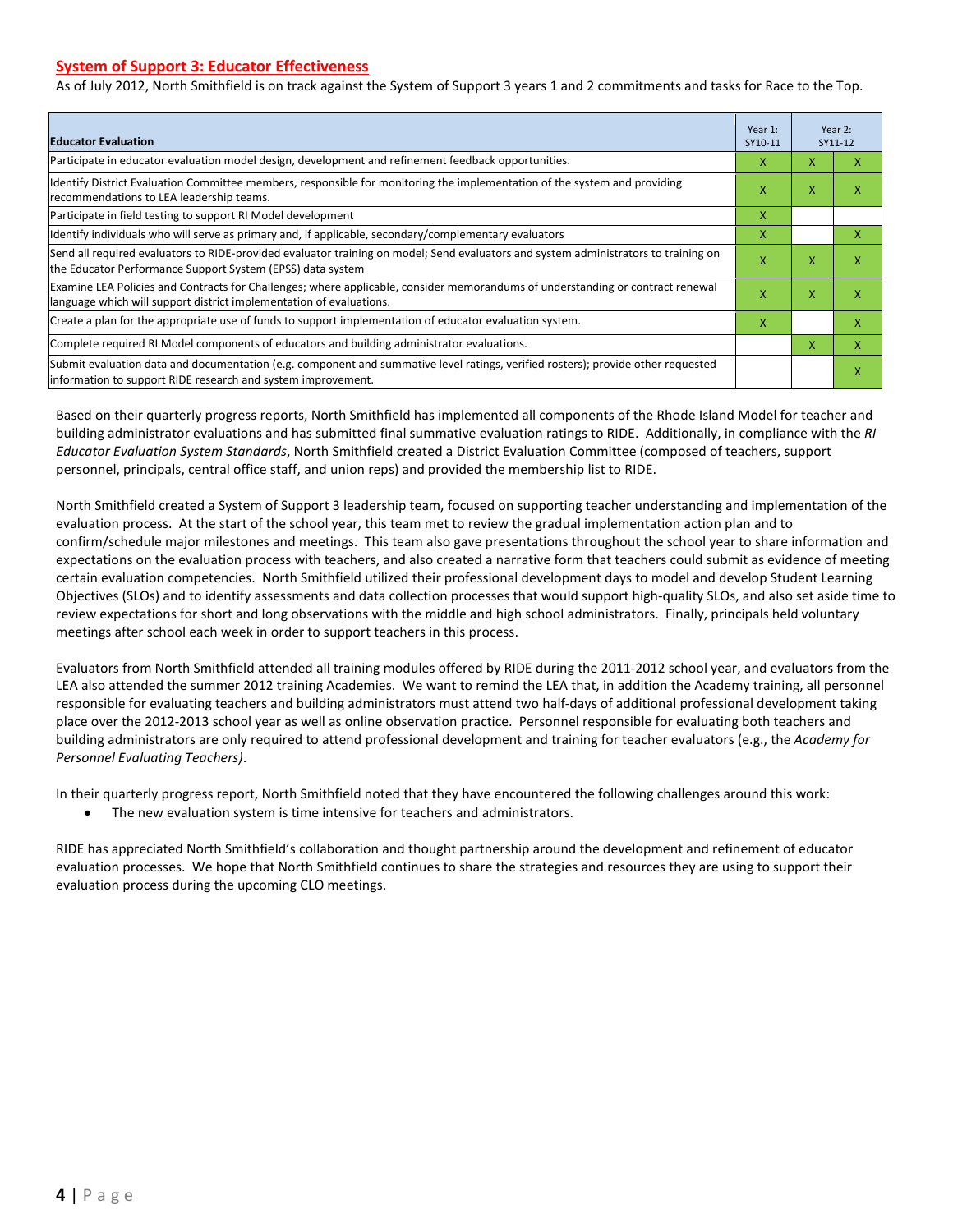## System of Support 3: Educator Effectiveness

As of July 2012, North Smithfield is on track against the System of Support 3 years 1 and 2 commitments and tasks for Race to the Top.

| Educator Evaluation | Year 1: SY10-11 | Year 2: SY11-12 | |
|---|---|---|---|
| Participate in educator evaluation model design, development and refinement feedback opportunities. | X | X | X |
| Identify District Evaluation Committee members, responsible for monitoring the implementation of the system and providing recommendations to LEA leadership teams. | X | X | X |
| Participate in field testing to support RI Model development | X | | |
| Identify individuals who will serve as primary and, if applicable, secondary/complementary evaluators | X | | X |
| Send all required evaluators to RIDE-provided evaluator training on model; Send evaluators and system administrators to training on the Educator Performance Support System (EPSS) data system | X | X | X |
| Examine LEA Policies and Contracts for Challenges; where applicable, consider memorandums of understanding or contract renewal language which will support district implementation of evaluations. | X | X | X |
| Create a plan for the appropriate use of funds to support implementation of educator evaluation system. | X | | X |
| Complete required RI Model components of educators and building administrator evaluations. | | X | X |
| Submit evaluation data and documentation (e.g. component and summative level ratings, verified rosters); provide other requested information to support RIDE research and system improvement. | | | X |

Based on their quarterly progress reports, North Smithfield has implemented all components of the Rhode Island Model for teacher and building administrator evaluations and has submitted final summative evaluation ratings to RIDE. Additionally, in compliance with the *RI Educator Evaluation System Standards*, North Smithfield created a District Evaluation Committee (composed of teachers, support personnel, principals, central office staff, and union reps) and provided the membership list to RIDE.

North Smithfield created a System of Support 3 leadership team, focused on supporting teacher understanding and implementation of the evaluation process. At the start of the school year, this team met to review the gradual implementation action plan and to confirm/schedule major milestones and meetings. This team also gave presentations throughout the school year to share information and expectations on the evaluation process with teachers, and also created a narrative form that teachers could submit as evidence of meeting certain evaluation competencies. North Smithfield utilized their professional development days to model and develop Student Learning Objectives (SLOs) and to identify assessments and data collection processes that would support high-quality SLOs, and also set aside time to review expectations for short and long observations with the middle and high school administrators. Finally, principals held voluntary meetings after school each week in order to support teachers in this process.

Evaluators from North Smithfield attended all training modules offered by RIDE during the 2011-2012 school year, and evaluators from the LEA also attended the summer 2012 training Academies. We want to remind the LEA that, in addition the Academy training, all personnel responsible for evaluating teachers and building administrators must attend two half-days of additional professional development taking place over the 2012-2013 school year as well as online observation practice. Personnel responsible for evaluating both teachers and building administrators are only required to attend professional development and training for teacher evaluators (e.g., the *Academy for Personnel Evaluating Teachers)*.

In their quarterly progress report, North Smithfield noted that they have encountered the following challenges around this work:

- The new evaluation system is time intensive for teachers and administrators.

RIDE has appreciated North Smithfield's collaboration and thought partnership around the development and refinement of educator evaluation processes. We hope that North Smithfield continues to share the strategies and resources they are using to support their evaluation process during the upcoming CLO meetings.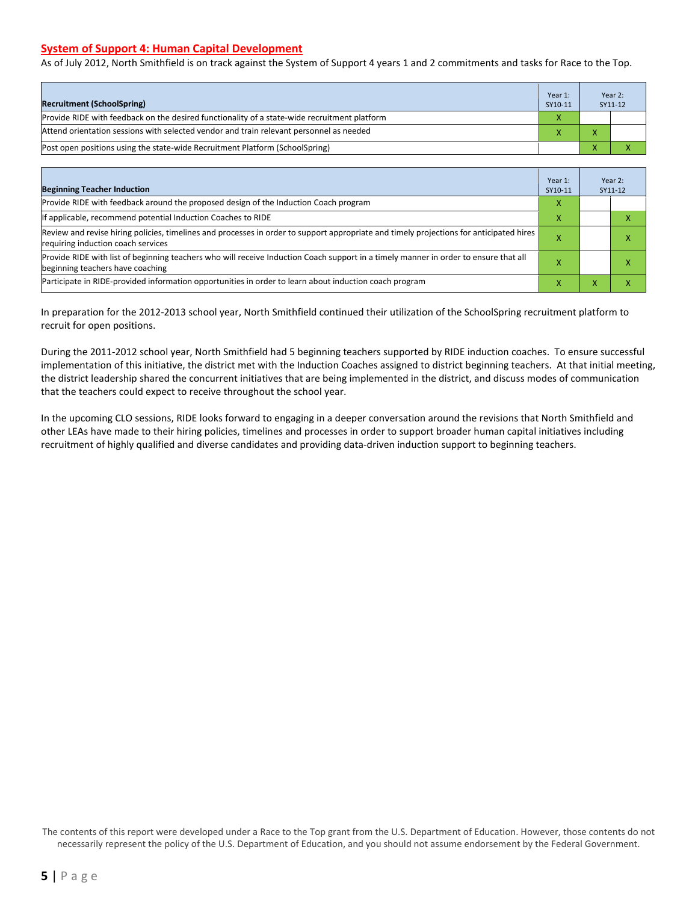## System of Support 4: Human Capital Development

As of July 2012, North Smithfield is on track against the System of Support 4 years 1 and 2 commitments and tasks for Race to the Top.

| Recruitment (SchoolSpring) | Year 1: SY10-11 | Year 2: SY11-12 | |
|---|---|---|---|
| Provide RIDE with feedback on the desired functionality of a state-wide recruitment platform | X | | |
| Attend orientation sessions with selected vendor and train relevant personnel as needed | X | X | |
| Post open positions using the state-wide Recruitment Platform (SchoolSpring) | | X | X |

| Beginning Teacher Induction | Year 1: SY10-11 | Year 2: SY11-12 | |
|---|---|---|---|
| Provide RIDE with feedback around the proposed design of the Induction Coach program | X | | |
| If applicable, recommend potential Induction Coaches to RIDE | X | | X |
| Review and revise hiring policies, timelines and processes in order to support appropriate and timely projections for anticipated hires requiring induction coach services | X | | X |
| Provide RIDE with list of beginning teachers who will receive Induction Coach support in a timely manner in order to ensure that all beginning teachers have coaching | X | | X |
| Participate in RIDE-provided information opportunities in order to learn about induction coach program | X | X | X |

In preparation for the 2012-2013 school year, North Smithfield continued their utilization of the SchoolSpring recruitment platform to recruit for open positions.

During the 2011-2012 school year, North Smithfield had 5 beginning teachers supported by RIDE induction coaches. To ensure successful implementation of this initiative, the district met with the Induction Coaches assigned to district beginning teachers. At that initial meeting, the district leadership shared the concurrent initiatives that are being implemented in the district, and discuss modes of communication that the teachers could expect to receive throughout the school year.

In the upcoming CLO sessions, RIDE looks forward to engaging in a deeper conversation around the revisions that North Smithfield and other LEAs have made to their hiring policies, timelines and processes in order to support broader human capital initiatives including recruitment of highly qualified and diverse candidates and providing data-driven induction support to beginning teachers.

The contents of this report were developed under a Race to the Top grant from the U.S. Department of Education. However, those contents do not necessarily represent the policy of the U.S. Department of Education, and you should not assume endorsement by the Federal Government.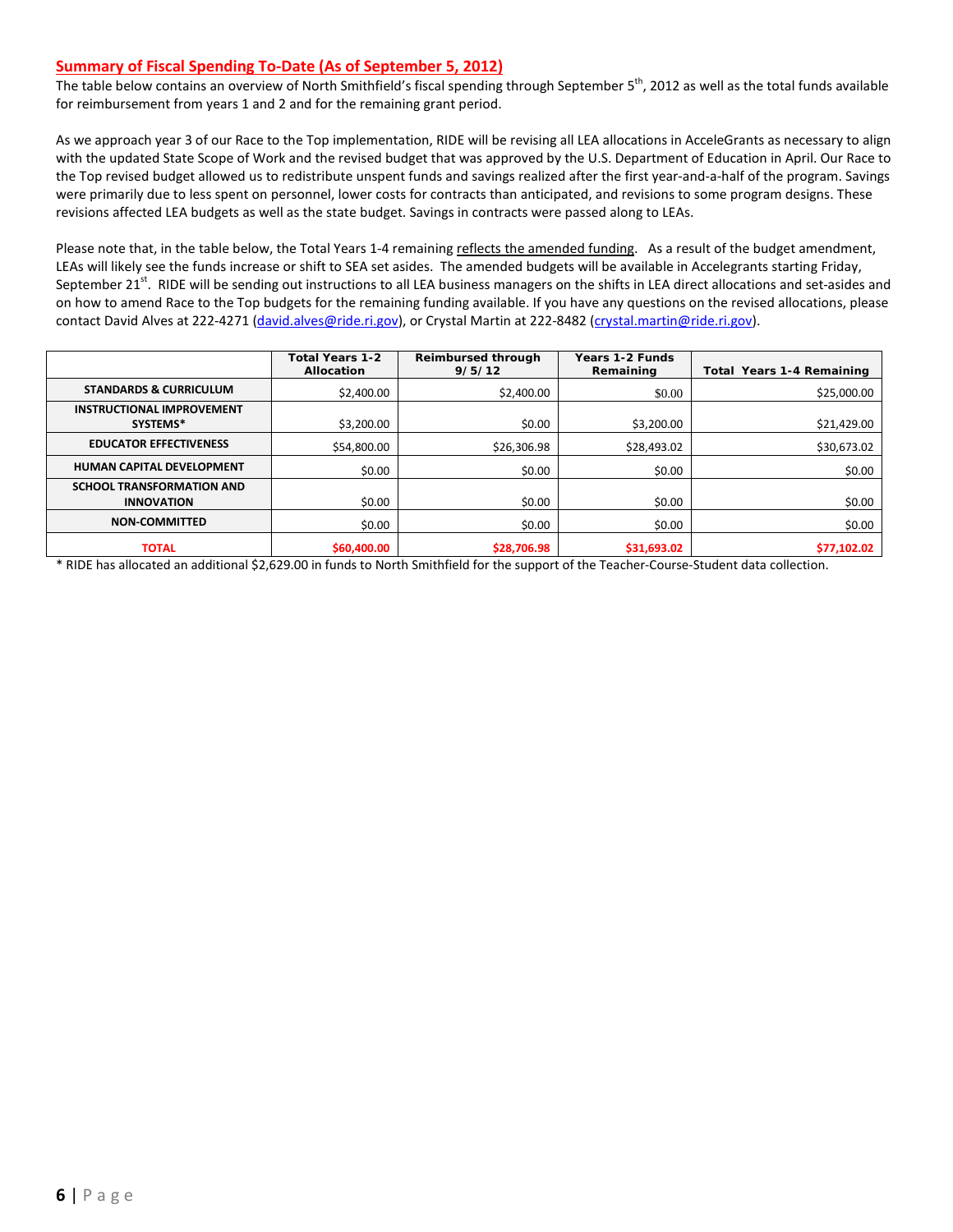## Summary of Fiscal Spending To-Date (As of September 5, 2012)

The table below contains an overview of North Smithfield's fiscal spending through September 5th, 2012 as well as the total funds available for reimbursement from years 1 and 2 and for the remaining grant period.

As we approach year 3 of our Race to the Top implementation, RIDE will be revising all LEA allocations in AcceleGrants as necessary to align with the updated State Scope of Work and the revised budget that was approved by the U.S. Department of Education in April. Our Race to the Top revised budget allowed us to redistribute unspent funds and savings realized after the first year-and-a-half of the program. Savings were primarily due to less spent on personnel, lower costs for contracts than anticipated, and revisions to some program designs. These revisions affected LEA budgets as well as the state budget. Savings in contracts were passed along to LEAs.

Please note that, in the table below, the Total Years 1-4 remaining reflects the amended funding. As a result of the budget amendment, LEAs will likely see the funds increase or shift to SEA set asides. The amended budgets will be available in Accelegrants starting Friday, September 21st. RIDE will be sending out instructions to all LEA business managers on the shifts in LEA direct allocations and set-asides and on how to amend Race to the Top budgets for the remaining funding available. If you have any questions on the revised allocations, please contact David Alves at 222-4271 (david.alves@ride.ri.gov), or Crystal Martin at 222-8482 (crystal.martin@ride.ri.gov).

| | Total Years 1-2 Allocation | Reimbursed through 9/5/12 | Years 1-2 Funds Remaining | Total Years 1-4 Remaining |
|---|---|---|---|---|
| **STANDARDS & CURRICULUM** | $2,400.00 | $2,400.00 | $0.00 | $25,000.00 |
| **INSTRUCTIONAL IMPROVEMENT SYSTEMS*** | $3,200.00 | $0.00 | $3,200.00 | $21,429.00 |
| **EDUCATOR EFFECTIVENESS** | $54,800.00 | $26,306.98 | $28,493.02 | $30,673.02 |
| **HUMAN CAPITAL DEVELOPMENT** | $0.00 | $0.00 | $0.00 | $0.00 |
| **SCHOOL TRANSFORMATION AND INNOVATION** | $0.00 | $0.00 | $0.00 | $0.00 |
| **NON-COMMITTED** | $0.00 | $0.00 | $0.00 | $0.00 |
| **TOTAL** | **$60,400.00** | **$28,706.98** | **$31,693.02** | **$77,102.02** |

* RIDE has allocated an additional $2,629.00 in funds to North Smithfield for the support of the Teacher-Course-Student data collection.